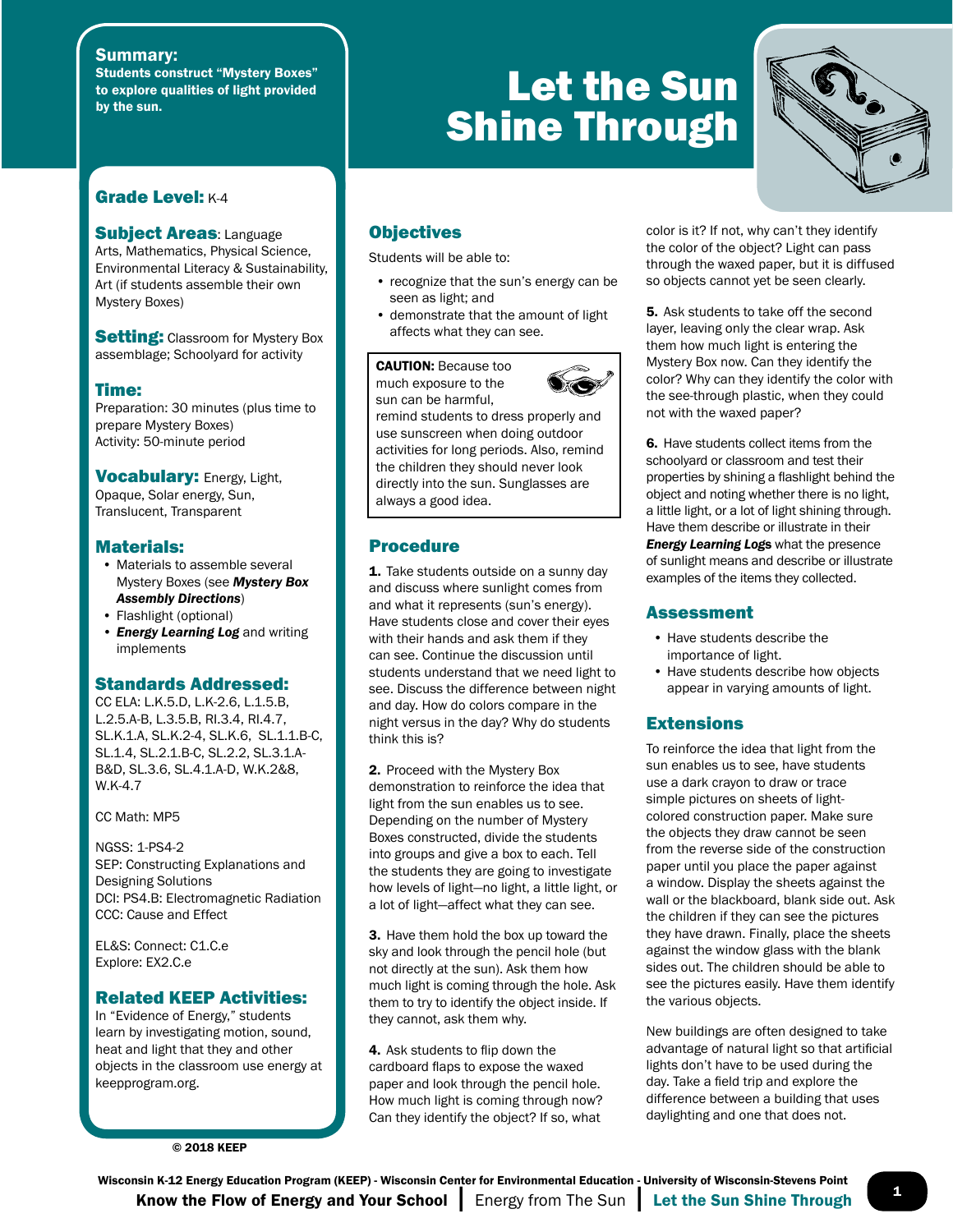# Let the Sun Shine Through

**Summary:**
**Students construct "Mystery Boxes" to explore qualities of light provided by the sun.**

## Grade Level: K-4

## Subject Areas: Language Arts, Mathematics, Physical Science, Environmental Literacy & Sustainability, Art (if students assemble their own Mystery Boxes)

## Setting: Classroom for Mystery Box assemblage; Schoolyard for activity

## Time:

Preparation: 30 minutes (plus time to prepare Mystery Boxes)
Activity: 50-minute period

## Vocabulary: Energy, Light, Opaque, Solar energy, Sun, Translucent, Transparent

## Materials:

- Materials to assemble several Mystery Boxes (see ***Mystery Box Assembly Directions***)
- Flashlight (optional)
- ***Energy Learning Log*** and writing implements

## Standards Addressed:

CC ELA: L.K.5.D, L.K-2.6, L.1.5.B, L.2.5.A-B, L.3.5.B, RI.3.4, RI.4.7, SL.K.1.A, SL.K.2-4, SL.K.6, SL.1.1.B-C, SL.1.4, SL.2.1.B-C, SL.2.2, SL.3.1.A-B&D, SL.3.6, SL.4.1.A-D, W.K.2&8, W.K-4.7

CC Math: MP5

NGSS: 1-PS4-2
SEP: Constructing Explanations and Designing Solutions
DCI: PS4.B: Electromagnetic Radiation
CCC: Cause and Effect

EL&S: Connect: C1.C.e
Explore: EX2.C.e

## Related KEEP Activities:

In "Evidence of Energy," students learn by investigating motion, sound, heat and light that they and other objects in the classroom use energy at keepprogram.org.

© 2018 KEEP

## Objectives

Students will be able to:

- recognize that the sun's energy can be seen as light; and
- demonstrate that the amount of light affects what they can see.

**CAUTION:** Because too much exposure to the sun can be harmful, remind students to dress properly and use sunscreen when doing outdoor activities for long periods. Also, remind the children they should never look directly into the sun. Sunglasses are always a good idea.

## Procedure

**1.** Take students outside on a sunny day and discuss where sunlight comes from and what it represents (sun's energy). Have students close and cover their eyes with their hands and ask them if they can see. Continue the discussion until students understand that we need light to see. Discuss the difference between night and day. How do colors compare in the night versus in the day? Why do students think this is?

**2.** Proceed with the Mystery Box demonstration to reinforce the idea that light from the sun enables us to see. Depending on the number of Mystery Boxes constructed, divide the students into groups and give a box to each. Tell the students they are going to investigate how levels of light—no light, a little light, or a lot of light—affect what they can see.

**3.** Have them hold the box up toward the sky and look through the pencil hole (but not directly at the sun). Ask them how much light is coming through the hole. Ask them to try to identify the object inside. If they cannot, ask them why.

**4.** Ask students to flip down the cardboard flaps to expose the waxed paper and look through the pencil hole. How much light is coming through now? Can they identify the object? If so, what color is it? If not, why can't they identify the color of the object? Light can pass through the waxed paper, but it is diffused so objects cannot yet be seen clearly.

**5.** Ask students to take off the second layer, leaving only the clear wrap. Ask them how much light is entering the Mystery Box now. Can they identify the color? Why can they identify the color with the see-through plastic, when they could not with the waxed paper?

**6.** Have students collect items from the schoolyard or classroom and test their properties by shining a flashlight behind the object and noting whether there is no light, a little light, or a lot of light shining through. Have them describe or illustrate in their ***Energy Learning Logs*** what the presence of sunlight means and describe or illustrate examples of the items they collected.

## Assessment

- Have students describe the importance of light.
- Have students describe how objects appear in varying amounts of light.

## Extensions

To reinforce the idea that light from the sun enables us to see, have students use a dark crayon to draw or trace simple pictures on sheets of light-colored construction paper. Make sure the objects they draw cannot be seen from the reverse side of the construction paper until you place the paper against a window. Display the sheets against the wall or the blackboard, blank side out. Ask the children if they can see the pictures they have drawn. Finally, place the sheets against the window glass with the blank sides out. The children should be able to see the pictures easily. Have them identify the various objects.

New buildings are often designed to take advantage of natural light so that artificial lights don't have to be used during the day. Take a field trip and explore the difference between a building that uses daylighting and one that does not.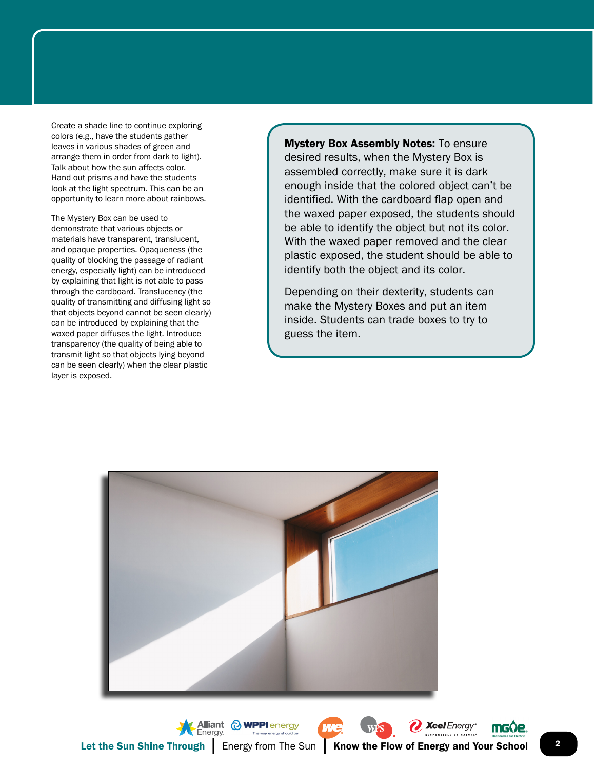Create a shade line to continue exploring colors (e.g., have the students gather leaves in various shades of green and arrange them in order from dark to light). Talk about how the sun affects color. Hand out prisms and have the students look at the light spectrum. This can be an opportunity to learn more about rainbows.

The Mystery Box can be used to demonstrate that various objects or materials have transparent, translucent, and opaque properties. Opaqueness (the quality of blocking the passage of radiant energy, especially light) can be introduced by explaining that light is not able to pass through the cardboard. Translucency (the quality of transmitting and diffusing light so that objects beyond cannot be seen clearly) can be introduced by explaining that the waxed paper diffuses the light. Introduce transparency (the quality of being able to transmit light so that objects lying beyond can be seen clearly) when the clear plastic layer is exposed.

**Mystery Box Assembly Notes:** To ensure desired results, when the Mystery Box is assembled correctly, make sure it is dark enough inside that the colored object can't be identified. With the cardboard flap open and the waxed paper exposed, the students should be able to identify the object but not its color. With the waxed paper removed and the clear plastic exposed, the student should be able to identify both the object and its color.

Depending on their dexterity, students can make the Mystery Boxes and put an item inside. Students can trade boxes to try to guess the item.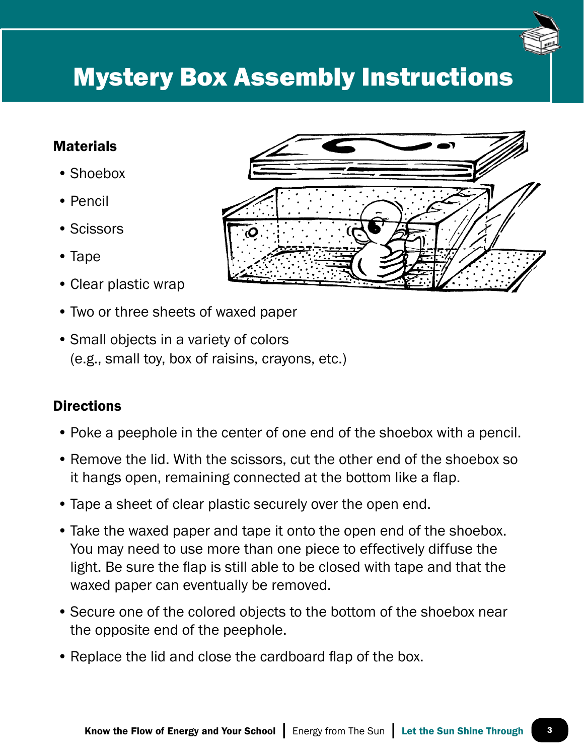# Mystery Box Assembly Instructions

### Materials

- Shoebox
- Pencil
- Scissors
- Tape
- Clear plastic wrap
- Two or three sheets of waxed paper
- Small objects in a variety of colors (e.g., small toy, box of raisins, crayons, etc.)

### Directions

- Poke a peephole in the center of one end of the shoebox with a pencil.
- Remove the lid. With the scissors, cut the other end of the shoebox so it hangs open, remaining connected at the bottom like a flap.
- Tape a sheet of clear plastic securely over the open end.
- Take the waxed paper and tape it onto the open end of the shoebox. You may need to use more than one piece to effectively diffuse the light. Be sure the flap is still able to be closed with tape and that the waxed paper can eventually be removed.
- Secure one of the colored objects to the bottom of the shoebox near the opposite end of the peephole.
- Replace the lid and close the cardboard flap of the box.